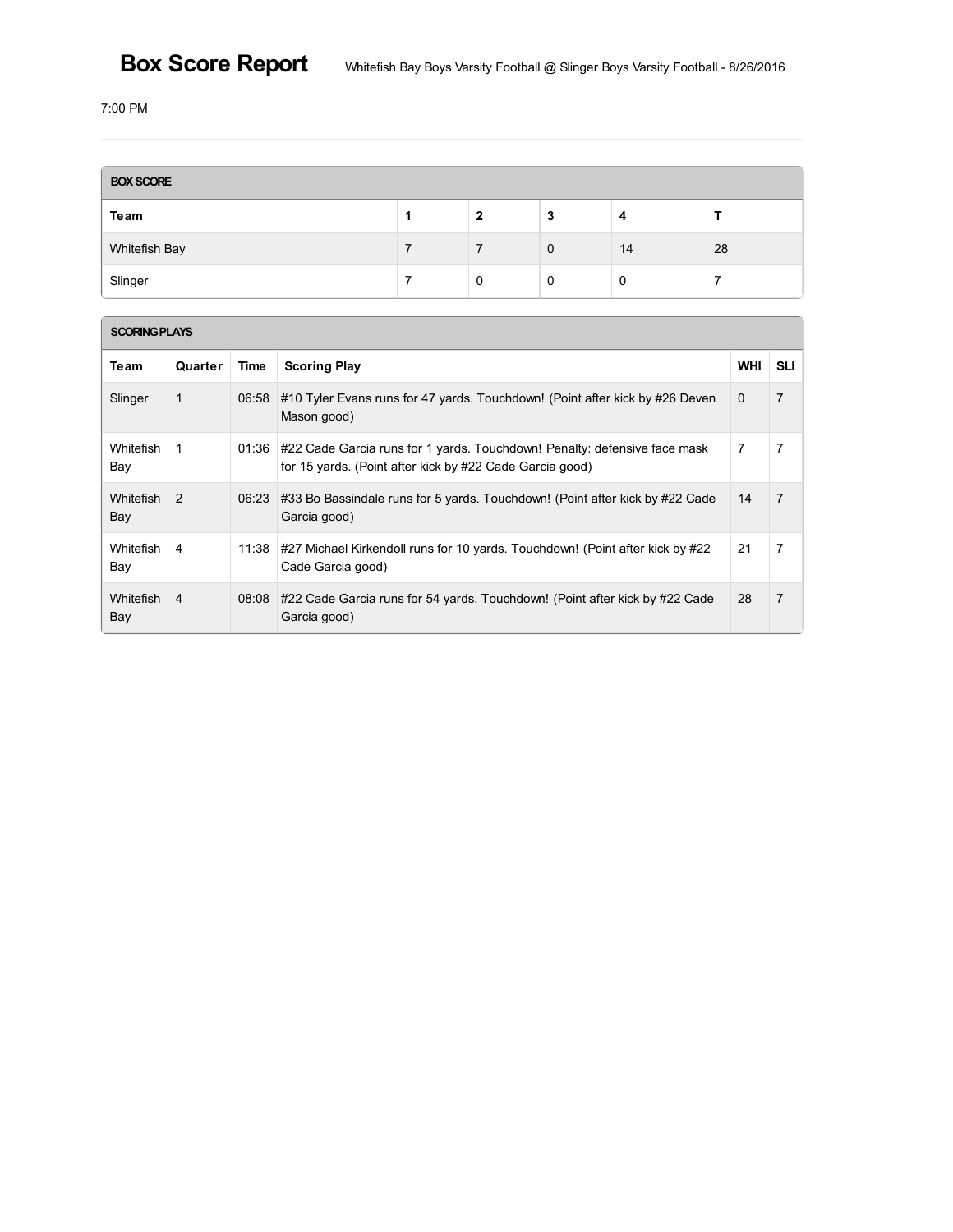# Box Score Report

Whitefish Bay Boys Varsity Football @ Slinger Boys Varsity Football - 8/26/2016

7:00 PM

**BOX SCORE**

| Team | 1 | 2 | 3 | 4 | T |
|---|---|---|---|---|---|
| Whitefish Bay | 7 | 7 | 0 | 14 | 28 |
| Slinger | 7 | 0 | 0 | 0 | 7 |

**SCORING PLAYS**

| Team | Quarter | Time | Scoring Play | WHI | SLI |
|---|---|---|---|---|---|
| Slinger | 1 | 06:58 | #10 Tyler Evans runs for 47 yards. Touchdown! (Point after kick by #26 Deven Mason good) | 0 | 7 |
| Whitefish Bay | 1 | 01:36 | #22 Cade Garcia runs for 1 yards. Touchdown! Penalty: defensive face mask for 15 yards. (Point after kick by #22 Cade Garcia good) | 7 | 7 |
| Whitefish Bay | 2 | 06:23 | #33 Bo Bassindale runs for 5 yards. Touchdown! (Point after kick by #22 Cade Garcia good) | 14 | 7 |
| Whitefish Bay | 4 | 11:38 | #27 Michael Kirkendoll runs for 10 yards. Touchdown! (Point after kick by #22 Cade Garcia good) | 21 | 7 |
| Whitefish Bay | 4 | 08:08 | #22 Cade Garcia runs for 54 yards. Touchdown! (Point after kick by #22 Cade Garcia good) | 28 | 7 |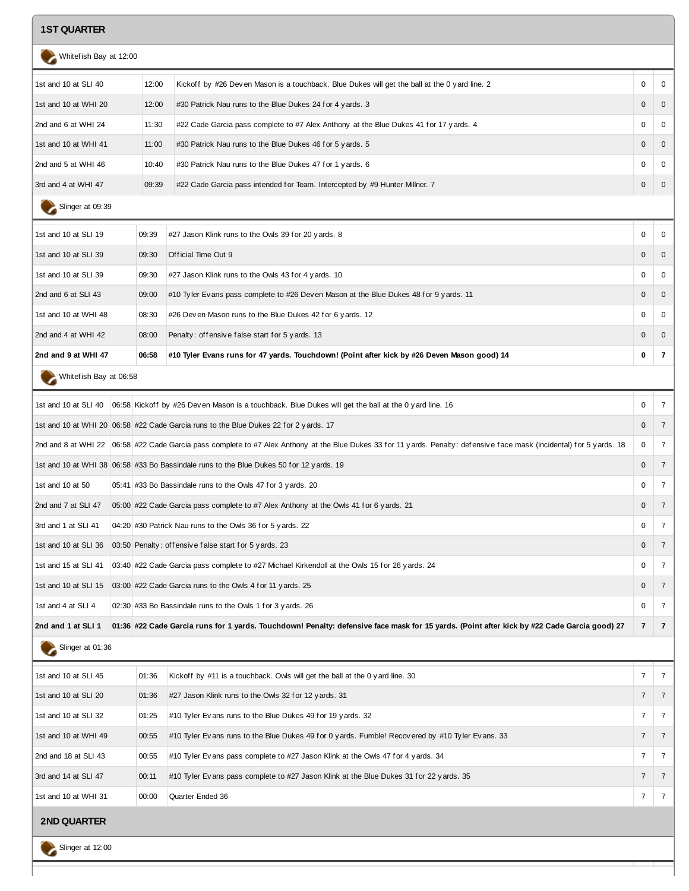## 1ST QUARTER

Whitefish Bay at 12:00

| | | | | |
|---|---|---|---|---|
| 1st and 10 at SLI 40 | 12:00 | Kickoff by #26 Deven Mason is a touchback. Blue Dukes will get the ball at the 0 yard line. 2 | 0 | 0 |
| 1st and 10 at WHI 20 | 12:00 | #30 Patrick Nau runs to the Blue Dukes 24 for 4 yards. 3 | 0 | 0 |
| 2nd and 6 at WHI 24 | 11:30 | #22 Cade Garcia pass complete to #7 Alex Anthony at the Blue Dukes 41 for 17 yards. 4 | 0 | 0 |
| 1st and 10 at WHI 41 | 11:00 | #30 Patrick Nau runs to the Blue Dukes 46 for 5 yards. 5 | 0 | 0 |
| 2nd and 5 at WHI 46 | 10:40 | #30 Patrick Nau runs to the Blue Dukes 47 for 1 yards. 6 | 0 | 0 |
| 3rd and 4 at WHI 47 | 09:39 | #22 Cade Garcia pass intended for Team. Intercepted by #9 Hunter Millner. 7 | 0 | 0 |

Slinger at 09:39

| | | | | |
|---|---|---|---|---|
| 1st and 10 at SLI 19 | 09:39 | #27 Jason Klink runs to the Owls 39 for 20 yards. 8 | 0 | 0 |
| 1st and 10 at SLI 39 | 09:30 | Official Time Out 9 | 0 | 0 |
| 1st and 10 at SLI 39 | 09:30 | #27 Jason Klink runs to the Owls 43 for 4 yards. 10 | 0 | 0 |
| 2nd and 6 at SLI 43 | 09:00 | #10 Tyler Evans pass complete to #26 Deven Mason at the Blue Dukes 48 for 9 yards. 11 | 0 | 0 |
| 1st and 10 at WHI 48 | 08:30 | #26 Deven Mason runs to the Blue Dukes 42 for 6 yards. 12 | 0 | 0 |
| 2nd and 4 at WHI 42 | 08:00 | Penalty: offensive false start for 5 yards. 13 | 0 | 0 |
| **2nd and 9 at WHI 47** | **06:58** | **#10 Tyler Evans runs for 47 yards. Touchdown! (Point after kick by #26 Deven Mason good) 14** | **0** | **7** |

Whitefish Bay at 06:58

| | | | | |
|---|---|---|---|---|
| 1st and 10 at SLI 40 | 06:58 | Kickoff by #26 Deven Mason is a touchback. Blue Dukes will get the ball at the 0 yard line. 16 | 0 | 7 |
| 1st and 10 at WHI 20 | 06:58 | #22 Cade Garcia runs to the Blue Dukes 22 for 2 yards. 17 | 0 | 7 |
| 2nd and 8 at WHI 22 | 06:58 | #22 Cade Garcia pass complete to #7 Alex Anthony at the Blue Dukes 33 for 11 yards. Penalty: defensive face mask (incidental) for 5 yards. 18 | 0 | 7 |
| 1st and 10 at WHI 38 | 06:58 | #33 Bo Bassindale runs to the Blue Dukes 50 for 12 yards. 19 | 0 | 7 |
| 1st and 10 at 50 | 05:41 | #33 Bo Bassindale runs to the Owls 47 for 3 yards. 20 | 0 | 7 |
| 2nd and 7 at SLI 47 | 05:00 | #22 Cade Garcia pass complete to #7 Alex Anthony at the Owls 41 for 6 yards. 21 | 0 | 7 |
| 3rd and 1 at SLI 41 | 04:20 | #30 Patrick Nau runs to the Owls 36 for 5 yards. 22 | 0 | 7 |
| 1st and 10 at SLI 36 | 03:50 | Penalty: offensive false start for 5 yards. 23 | 0 | 7 |
| 1st and 15 at SLI 41 | 03:40 | #22 Cade Garcia pass complete to #27 Michael Kirkendoll at the Owls 15 for 26 yards. 24 | 0 | 7 |
| 1st and 10 at SLI 15 | 03:00 | #22 Cade Garcia runs to the Owls 4 for 11 yards. 25 | 0 | 7 |
| 1st and 4 at SLI 4 | 02:30 | #33 Bo Bassindale runs to the Owls 1 for 3 yards. 26 | 0 | 7 |
| **2nd and 1 at SLI 1** | **01:36** | **#22 Cade Garcia runs for 1 yards. Touchdown! Penalty: defensive face mask for 15 yards. (Point after kick by #22 Cade Garcia good) 27** | **7** | **7** |

Slinger at 01:36

| | | | | |
|---|---|---|---|---|
| 1st and 10 at SLI 45 | 01:36 | Kickoff by #11 is a touchback. Owls will get the ball at the 0 yard line. 30 | 7 | 7 |
| 1st and 10 at SLI 20 | 01:36 | #27 Jason Klink runs to the Owls 32 for 12 yards. 31 | 7 | 7 |
| 1st and 10 at SLI 32 | 01:25 | #10 Tyler Evans runs to the Blue Dukes 49 for 19 yards. 32 | 7 | 7 |
| 1st and 10 at WHI 49 | 00:55 | #10 Tyler Evans runs to the Blue Dukes 49 for 0 yards. Fumble! Recovered by #10 Tyler Evans. 33 | 7 | 7 |
| 2nd and 18 at SLI 43 | 00:55 | #10 Tyler Evans pass complete to #27 Jason Klink at the Owls 47 for 4 yards. 34 | 7 | 7 |
| 3rd and 14 at SLI 47 | 00:11 | #10 Tyler Evans pass complete to #27 Jason Klink at the Blue Dukes 31 for 22 yards. 35 | 7 | 7 |
| 1st and 10 at WHI 31 | 00:00 | Quarter Ended 36 | 7 | 7 |

## 2ND QUARTER

Slinger at 12:00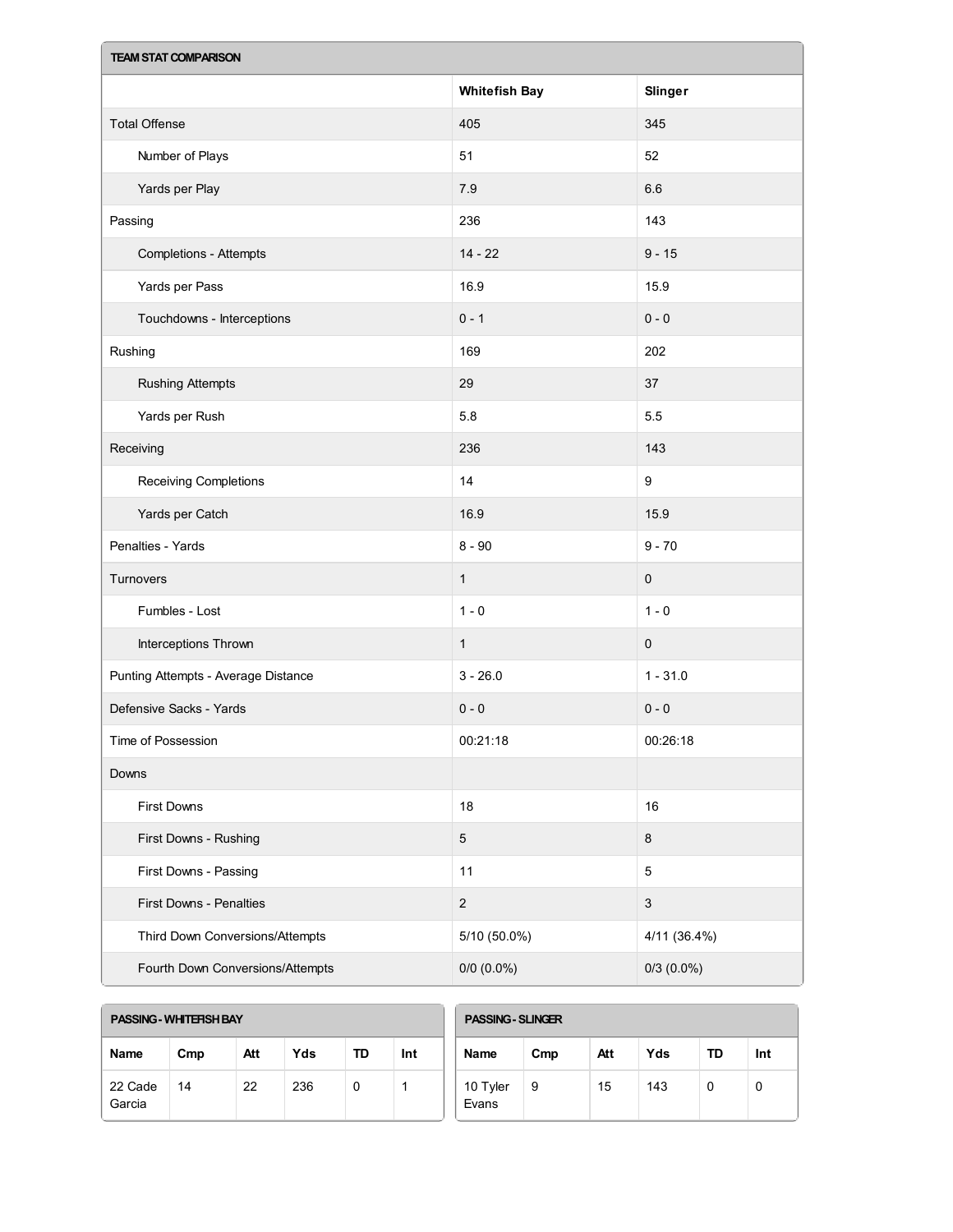## TEAM STAT COMPARISON

| | Whitefish Bay | Slinger |
|---|---|---|
| Total Offense | 405 | 345 |
| Number of Plays | 51 | 52 |
| Yards per Play | 7.9 | 6.6 |
| Passing | 236 | 143 |
| Completions - Attempts | 14 - 22 | 9 - 15 |
| Yards per Pass | 16.9 | 15.9 |
| Touchdowns - Interceptions | 0 - 1 | 0 - 0 |
| Rushing | 169 | 202 |
| Rushing Attempts | 29 | 37 |
| Yards per Rush | 5.8 | 5.5 |
| Receiving | 236 | 143 |
| Receiving Completions | 14 | 9 |
| Yards per Catch | 16.9 | 15.9 |
| Penalties - Yards | 8 - 90 | 9 - 70 |
| Turnovers | 1 | 0 |
| Fumbles - Lost | 1 - 0 | 1 - 0 |
| Interceptions Thrown | 1 | 0 |
| Punting Attempts - Average Distance | 3 - 26.0 | 1 - 31.0 |
| Defensive Sacks - Yards | 0 - 0 | 0 - 0 |
| Time of Possession | 00:21:18 | 00:26:18 |
| Downs | | |
| First Downs | 18 | 16 |
| First Downs - Rushing | 5 | 8 |
| First Downs - Passing | 11 | 5 |
| First Downs - Penalties | 2 | 3 |
| Third Down Conversions/Attempts | 5/10 (50.0%) | 4/11 (36.4%) |
| Fourth Down Conversions/Attempts | 0/0 (0.0%) | 0/3 (0.0%) |

## PASSING - WHITEFISH BAY

| Name | Cmp | Att | Yds | TD | Int |
|---|---|---|---|---|---|
| 22 Cade Garcia | 14 | 22 | 236 | 0 | 1 |

## PASSING - SLINGER

| Name | Cmp | Att | Yds | TD | Int |
|---|---|---|---|---|---|
| 10 Tyler Evans | 9 | 15 | 143 | 0 | 0 |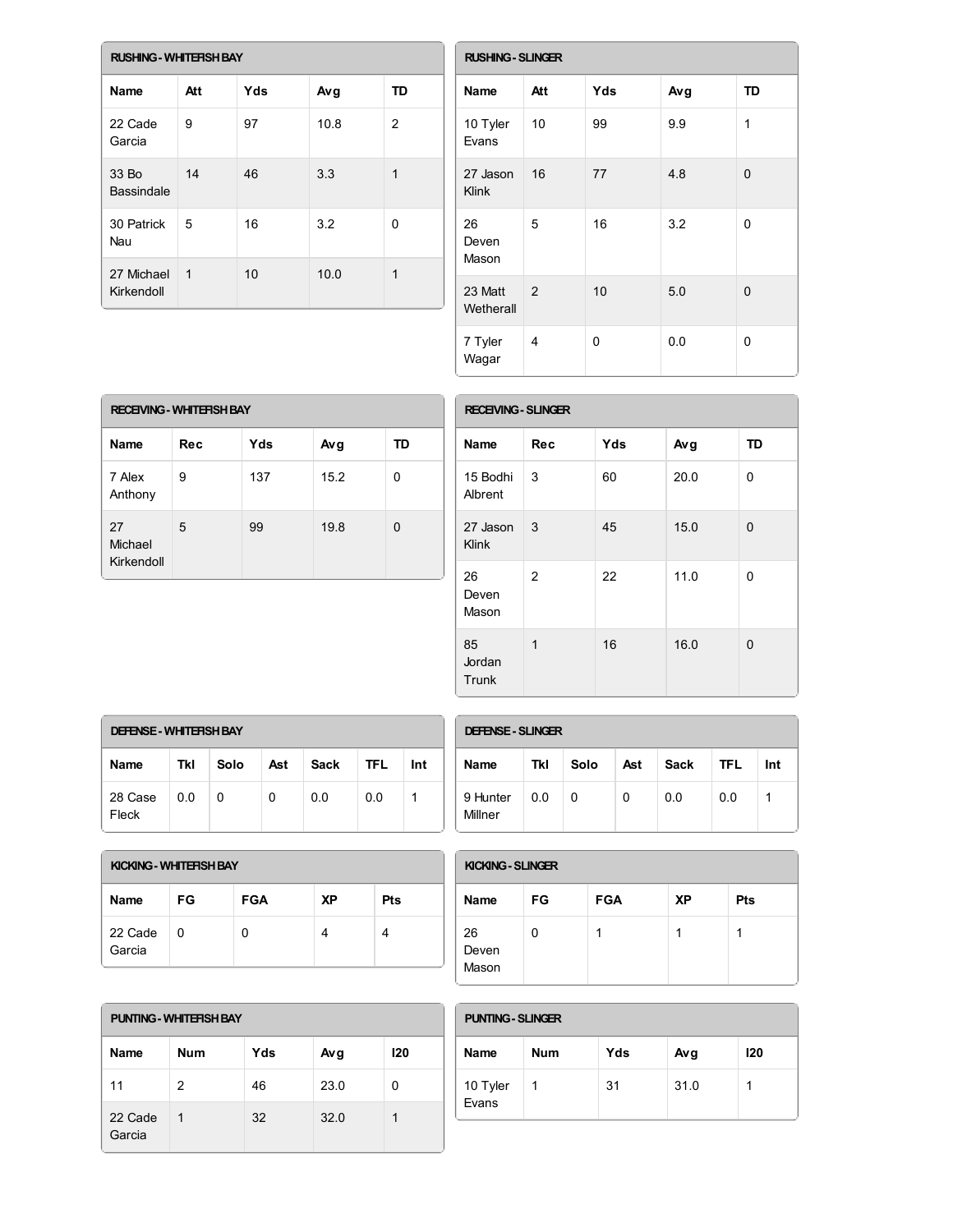### RUSHING - WHITEFISH BAY

| Name | Att | Yds | Avg | TD |
| --- | --- | --- | --- | --- |
| 22 Cade Garcia | 9 | 97 | 10.8 | 2 |
| 33 Bo Bassindale | 14 | 46 | 3.3 | 1 |
| 30 Patrick Nau | 5 | 16 | 3.2 | 0 |
| 27 Michael Kirkendoll | 1 | 10 | 10.0 | 1 |

### RUSHING - SLINGER

| Name | Att | Yds | Avg | TD |
| --- | --- | --- | --- | --- |
| 10 Tyler Evans | 10 | 99 | 9.9 | 1 |
| 27 Jason Klink | 16 | 77 | 4.8 | 0 |
| 26 Deven Mason | 5 | 16 | 3.2 | 0 |
| 23 Matt Wetherall | 2 | 10 | 5.0 | 0 |
| 7 Tyler Wagar | 4 | 0 | 0.0 | 0 |

### RECEIVING - WHITEFISH BAY

| Name | Rec | Yds | Avg | TD |
| --- | --- | --- | --- | --- |
| 7 Alex Anthony | 9 | 137 | 15.2 | 0 |
| 27 Michael Kirkendoll | 5 | 99 | 19.8 | 0 |

### RECEIVING - SLINGER

| Name | Rec | Yds | Avg | TD |
| --- | --- | --- | --- | --- |
| 15 Bodhi Albrent | 3 | 60 | 20.0 | 0 |
| 27 Jason Klink | 3 | 45 | 15.0 | 0 |
| 26 Deven Mason | 2 | 22 | 11.0 | 0 |
| 85 Jordan Trunk | 1 | 16 | 16.0 | 0 |

### DEFENSE - WHITEFISH BAY

| Name | Tkl | Solo | Ast | Sack | TFL | Int |
| --- | --- | --- | --- | --- | --- | --- |
| 28 Case Fleck | 0.0 | 0 | 0 | 0.0 | 0.0 | 1 |

### DEFENSE - SLINGER

| Name | Tkl | Solo | Ast | Sack | TFL | Int |
| --- | --- | --- | --- | --- | --- | --- |
| 9 Hunter Millner | 0.0 | 0 | 0 | 0.0 | 0.0 | 1 |

### KICKING - WHITEFISH BAY

| Name | FG | FGA | XP | Pts |
| --- | --- | --- | --- | --- |
| 22 Cade Garcia | 0 | 0 | 4 | 4 |

### KICKING - SLINGER

| Name | FG | FGA | XP | Pts |
| --- | --- | --- | --- | --- |
| 26 Deven Mason | 0 | 1 | 1 | 1 |

### PUNTING - WHITEFISH BAY

| Name | Num | Yds | Avg | I20 |
| --- | --- | --- | --- | --- |
| 11 | 2 | 46 | 23.0 | 0 |
| 22 Cade Garcia | 1 | 32 | 32.0 | 1 |

### PUNTING - SLINGER

| Name | Num | Yds | Avg | I20 |
| --- | --- | --- | --- | --- |
| 10 Tyler Evans | 1 | 31 | 31.0 | 1 |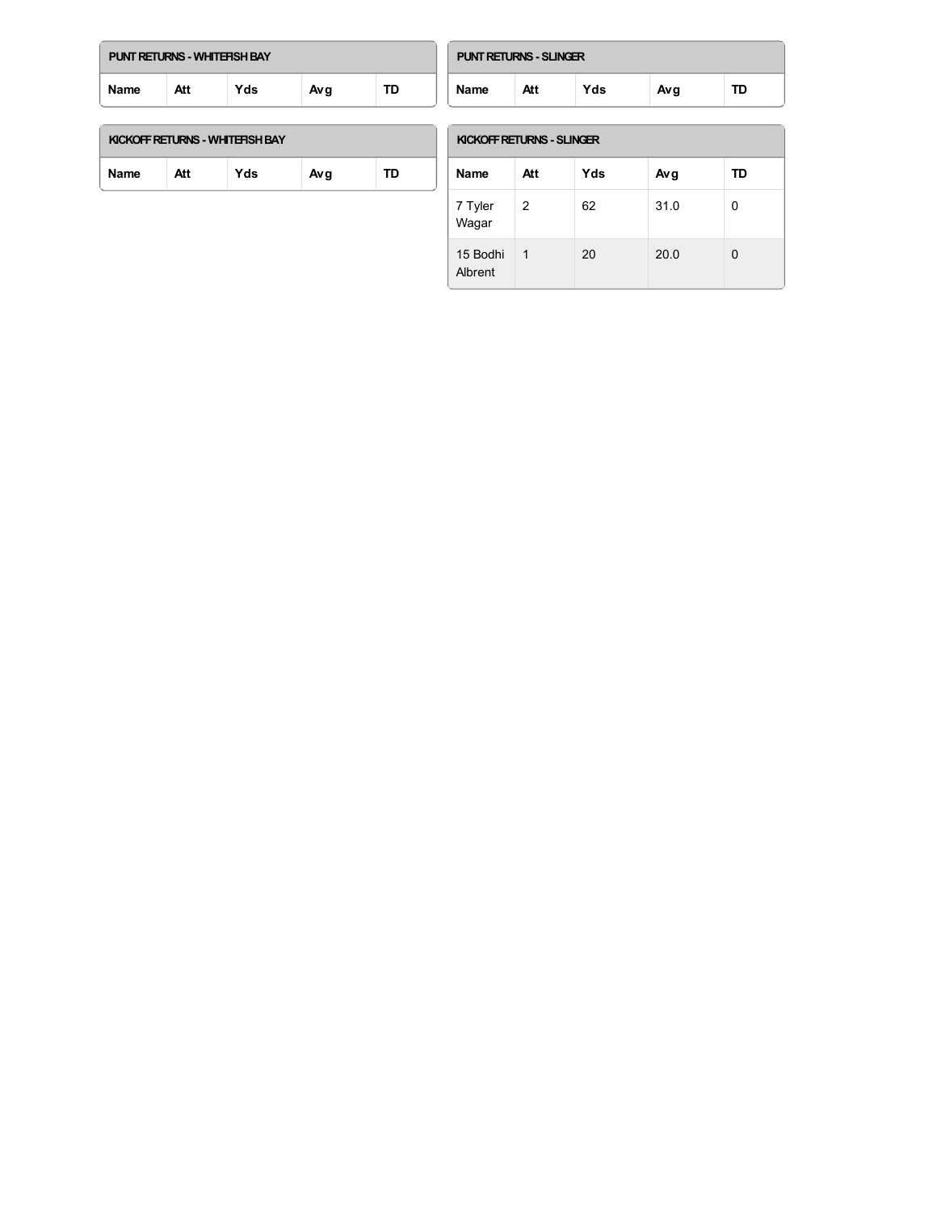### PUNT RETURNS - WHITEFISH BAY

| Name | Att | Yds | Avg | TD |
| --- | --- | --- | --- | --- |

### PUNT RETURNS - SLINGER

| Name | Att | Yds | Avg | TD |
| --- | --- | --- | --- | --- |

### KICKOFF RETURNS - WHITEFISH BAY

| Name | Att | Yds | Avg | TD |
| --- | --- | --- | --- | --- |

### KICKOFF RETURNS - SLINGER

| Name | Att | Yds | Avg | TD |
| --- | --- | --- | --- | --- |
| 7 Tyler Wagar | 2 | 62 | 31.0 | 0 |
| 15 Bodhi Albrent | 1 | 20 | 20.0 | 0 |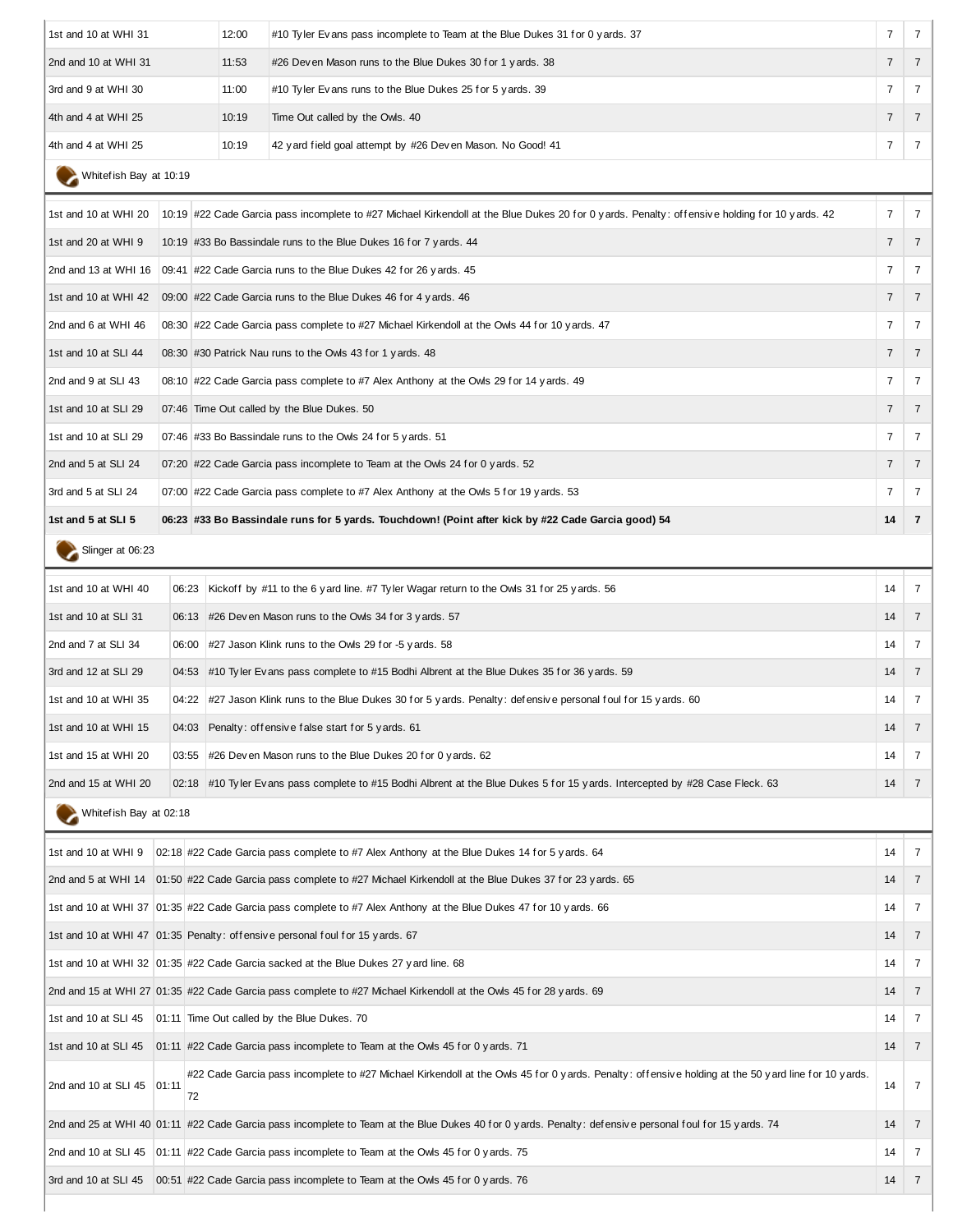| | | | | |
|---|---|---|---|---|
| 1st and 10 at WHI 31 | 12:00 | #10 Tyler Evans pass incomplete to Team at the Blue Dukes 31 for 0 yards. 37 | 7 | 7 |
| 2nd and 10 at WHI 31 | 11:53 | #26 Deven Mason runs to the Blue Dukes 30 for 1 yards. 38 | 7 | 7 |
| 3rd and 9 at WHI 30 | 11:00 | #10 Tyler Evans runs to the Blue Dukes 25 for 5 yards. 39 | 7 | 7 |
| 4th and 4 at WHI 25 | 10:19 | Time Out called by the Owls. 40 | 7 | 7 |
| 4th and 4 at WHI 25 | 10:19 | 42 yard field goal attempt by #26 Deven Mason. No Good! 41 | 7 | 7 |

Whitefish Bay at 10:19

| | | | | |
|---|---|---|---|---|
| 1st and 10 at WHI 20 | 10:19 | #22 Cade Garcia pass incomplete to #27 Michael Kirkendoll at the Blue Dukes 20 for 0 yards. Penalty: offensive holding for 10 yards. 42 | 7 | 7 |
| 1st and 20 at WHI 9 | 10:19 | #33 Bo Bassindale runs to the Blue Dukes 16 for 7 yards. 44 | 7 | 7 |
| 2nd and 13 at WHI 16 | 09:41 | #22 Cade Garcia runs to the Blue Dukes 42 for 26 yards. 45 | 7 | 7 |
| 1st and 10 at WHI 42 | 09:00 | #22 Cade Garcia runs to the Blue Dukes 46 for 4 yards. 46 | 7 | 7 |
| 2nd and 6 at WHI 46 | 08:30 | #22 Cade Garcia pass complete to #27 Michael Kirkendoll at the Owls 44 for 10 yards. 47 | 7 | 7 |
| 1st and 10 at SLI 44 | 08:30 | #30 Patrick Nau runs to the Owls 43 for 1 yards. 48 | 7 | 7 |
| 2nd and 9 at SLI 43 | 08:10 | #22 Cade Garcia pass complete to #7 Alex Anthony at the Owls 29 for 14 yards. 49 | 7 | 7 |
| 1st and 10 at SLI 29 | 07:46 | Time Out called by the Blue Dukes. 50 | 7 | 7 |
| 1st and 10 at SLI 29 | 07:46 | #33 Bo Bassindale runs to the Owls 24 for 5 yards. 51 | 7 | 7 |
| 2nd and 5 at SLI 24 | 07:20 | #22 Cade Garcia pass incomplete to Team at the Owls 24 for 0 yards. 52 | 7 | 7 |
| 3rd and 5 at SLI 24 | 07:00 | #22 Cade Garcia pass complete to #7 Alex Anthony at the Owls 5 for 19 yards. 53 | 7 | 7 |
| **1st and 5 at SLI 5** | **06:23** | **#33 Bo Bassindale runs for 5 yards. Touchdown! (Point after kick by #22 Cade Garcia good) 54** | **14** | **7** |

Slinger at 06:23

| | | | | |
|---|---|---|---|---|
| 1st and 10 at WHI 40 | 06:23 | Kickoff by #11 to the 6 yard line. #7 Tyler Wagar return to the Owls 31 for 25 yards. 56 | 14 | 7 |
| 1st and 10 at SLI 31 | 06:13 | #26 Deven Mason runs to the Owls 34 for 3 yards. 57 | 14 | 7 |
| 2nd and 7 at SLI 34 | 06:00 | #27 Jason Klink runs to the Owls 29 for -5 yards. 58 | 14 | 7 |
| 3rd and 12 at SLI 29 | 04:53 | #10 Tyler Evans pass complete to #15 Bodhi Albrent at the Blue Dukes 35 for 36 yards. 59 | 14 | 7 |
| 1st and 10 at WHI 35 | 04:22 | #27 Jason Klink runs to the Blue Dukes 30 for 5 yards. Penalty: defensive personal foul for 15 yards. 60 | 14 | 7 |
| 1st and 10 at WHI 15 | 04:03 | Penalty: offensive false start for 5 yards. 61 | 14 | 7 |
| 1st and 15 at WHI 20 | 03:55 | #26 Deven Mason runs to the Blue Dukes 20 for 0 yards. 62 | 14 | 7 |
| 2nd and 15 at WHI 20 | 02:18 | #10 Tyler Evans pass complete to #15 Bodhi Albrent at the Blue Dukes 5 for 15 yards. Intercepted by #28 Case Fleck. 63 | 14 | 7 |

Whitefish Bay at 02:18

| | | | | |
|---|---|---|---|---|
| 1st and 10 at WHI 9 | 02:18 | #22 Cade Garcia pass complete to #7 Alex Anthony at the Blue Dukes 14 for 5 yards. 64 | 14 | 7 |
| 2nd and 5 at WHI 14 | 01:50 | #22 Cade Garcia pass complete to #27 Michael Kirkendoll at the Blue Dukes 37 for 23 yards. 65 | 14 | 7 |
| 1st and 10 at WHI 37 | 01:35 | #22 Cade Garcia pass complete to #7 Alex Anthony at the Blue Dukes 47 for 10 yards. 66 | 14 | 7 |
| 1st and 10 at WHI 47 | 01:35 | Penalty: offensive personal foul for 15 yards. 67 | 14 | 7 |
| 1st and 10 at WHI 32 | 01:35 | #22 Cade Garcia sacked at the Blue Dukes 27 yard line. 68 | 14 | 7 |
| 2nd and 15 at WHI 27 | 01:35 | #22 Cade Garcia pass complete to #27 Michael Kirkendoll at the Owls 45 for 28 yards. 69 | 14 | 7 |
| 1st and 10 at SLI 45 | 01:11 | Time Out called by the Blue Dukes. 70 | 14 | 7 |
| 1st and 10 at SLI 45 | 01:11 | #22 Cade Garcia pass incomplete to Team at the Owls 45 for 0 yards. 71 | 14 | 7 |
| 2nd and 10 at SLI 45 | 01:11 | #22 Cade Garcia pass incomplete to #27 Michael Kirkendoll at the Owls 45 for 0 yards. Penalty: offensive holding at the 50 yard line for 10 yards. 72 | 14 | 7 |
| 2nd and 25 at WHI 40 | 01:11 | #22 Cade Garcia pass incomplete to Team at the Blue Dukes 40 for 0 yards. Penalty: defensive personal foul for 15 yards. 74 | 14 | 7 |
| 2nd and 10 at SLI 45 | 01:11 | #22 Cade Garcia pass incomplete to Team at the Owls 45 for 0 yards. 75 | 14 | 7 |
| 3rd and 10 at SLI 45 | 00:51 | #22 Cade Garcia pass incomplete to Team at the Owls 45 for 0 yards. 76 | 14 | 7 |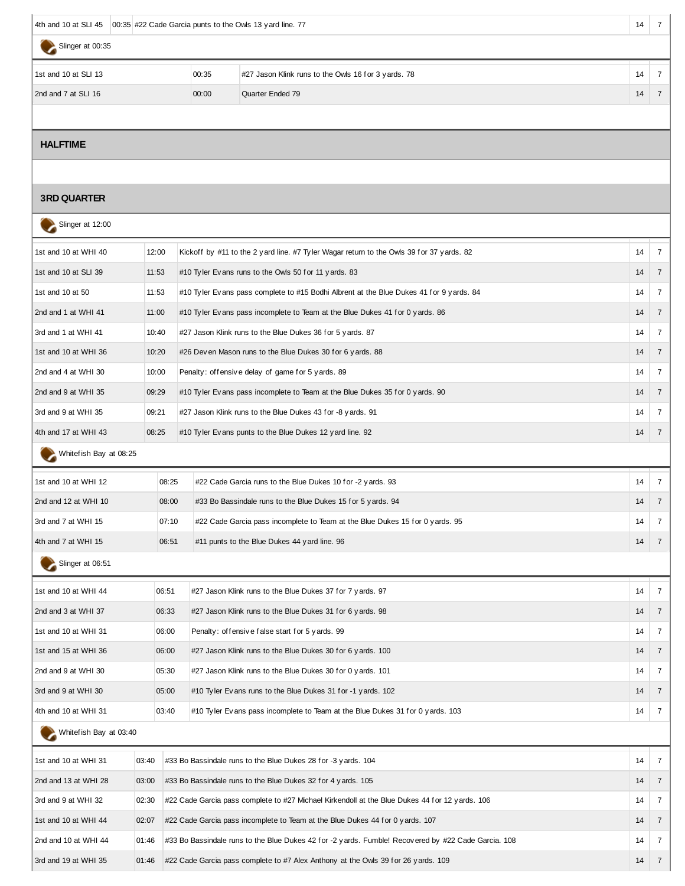| | | | | |
|---|---|---|---|---|
| 4th and 10 at SLI 45 | 00:35 | #22 Cade Garcia punts to the Owls 13 yard line. 77 | 14 | 7 |

Slinger at 00:35

| | | | | |
|---|---|---|---|---|
| 1st and 10 at SLI 13 | 00:35 | #27 Jason Klink runs to the Owls 16 for 3 yards. 78 | 14 | 7 |
| 2nd and 7 at SLI 16 | 00:00 | Quarter Ended 79 | 14 | 7 |

**HALFTIME**

**3RD QUARTER**

Slinger at 12:00

| | | | | |
|---|---|---|---|---|
| 1st and 10 at WHI 40 | 12:00 | Kickoff by #11 to the 2 yard line. #7 Tyler Wagar return to the Owls 39 for 37 yards. 82 | 14 | 7 |
| 1st and 10 at SLI 39 | 11:53 | #10 Tyler Evans runs to the Owls 50 for 11 yards. 83 | 14 | 7 |
| 1st and 10 at 50 | 11:53 | #10 Tyler Evans pass complete to #15 Bodhi Albrent at the Blue Dukes 41 for 9 yards. 84 | 14 | 7 |
| 2nd and 1 at WHI 41 | 11:00 | #10 Tyler Evans pass incomplete to Team at the Blue Dukes 41 for 0 yards. 86 | 14 | 7 |
| 3rd and 1 at WHI 41 | 10:40 | #27 Jason Klink runs to the Blue Dukes 36 for 5 yards. 87 | 14 | 7 |
| 1st and 10 at WHI 36 | 10:20 | #26 Deven Mason runs to the Blue Dukes 30 for 6 yards. 88 | 14 | 7 |
| 2nd and 4 at WHI 30 | 10:00 | Penalty: offensive delay of game for 5 yards. 89 | 14 | 7 |
| 2nd and 9 at WHI 35 | 09:29 | #10 Tyler Evans pass incomplete to Team at the Blue Dukes 35 for 0 yards. 90 | 14 | 7 |
| 3rd and 9 at WHI 35 | 09:21 | #27 Jason Klink runs to the Blue Dukes 43 for -8 yards. 91 | 14 | 7 |
| 4th and 17 at WHI 43 | 08:25 | #10 Tyler Evans punts to the Blue Dukes 12 yard line. 92 | 14 | 7 |

Whitefish Bay at 08:25

| | | | | |
|---|---|---|---|---|
| 1st and 10 at WHI 12 | 08:25 | #22 Cade Garcia runs to the Blue Dukes 10 for -2 yards. 93 | 14 | 7 |
| 2nd and 12 at WHI 10 | 08:00 | #33 Bo Bassindale runs to the Blue Dukes 15 for 5 yards. 94 | 14 | 7 |
| 3rd and 7 at WHI 15 | 07:10 | #22 Cade Garcia pass incomplete to Team at the Blue Dukes 15 for 0 yards. 95 | 14 | 7 |
| 4th and 7 at WHI 15 | 06:51 | #11 punts to the Blue Dukes 44 yard line. 96 | 14 | 7 |

Slinger at 06:51

| | | | | |
|---|---|---|---|---|
| 1st and 10 at WHI 44 | 06:51 | #27 Jason Klink runs to the Blue Dukes 37 for 7 yards. 97 | 14 | 7 |
| 2nd and 3 at WHI 37 | 06:33 | #27 Jason Klink runs to the Blue Dukes 31 for 6 yards. 98 | 14 | 7 |
| 1st and 10 at WHI 31 | 06:00 | Penalty: offensive false start for 5 yards. 99 | 14 | 7 |
| 1st and 15 at WHI 36 | 06:00 | #27 Jason Klink runs to the Blue Dukes 30 for 6 yards. 100 | 14 | 7 |
| 2nd and 9 at WHI 30 | 05:30 | #27 Jason Klink runs to the Blue Dukes 30 for 0 yards. 101 | 14 | 7 |
| 3rd and 9 at WHI 30 | 05:00 | #10 Tyler Evans runs to the Blue Dukes 31 for -1 yards. 102 | 14 | 7 |
| 4th and 10 at WHI 31 | 03:40 | #10 Tyler Evans pass incomplete to Team at the Blue Dukes 31 for 0 yards. 103 | 14 | 7 |

Whitefish Bay at 03:40

| | | | | |
|---|---|---|---|---|
| 1st and 10 at WHI 31 | 03:40 | #33 Bo Bassindale runs to the Blue Dukes 28 for -3 yards. 104 | 14 | 7 |
| 2nd and 13 at WHI 28 | 03:00 | #33 Bo Bassindale runs to the Blue Dukes 32 for 4 yards. 105 | 14 | 7 |
| 3rd and 9 at WHI 32 | 02:30 | #22 Cade Garcia pass complete to #27 Michael Kirkendoll at the Blue Dukes 44 for 12 yards. 106 | 14 | 7 |
| 1st and 10 at WHI 44 | 02:07 | #22 Cade Garcia pass incomplete to Team at the Blue Dukes 44 for 0 yards. 107 | 14 | 7 |
| 2nd and 10 at WHI 44 | 01:46 | #33 Bo Bassindale runs to the Blue Dukes 42 for -2 yards. Fumble! Recovered by #22 Cade Garcia. 108 | 14 | 7 |
| 3rd and 19 at WHI 35 | 01:46 | #22 Cade Garcia pass complete to #7 Alex Anthony at the Owls 39 for 26 yards. 109 | 14 | 7 |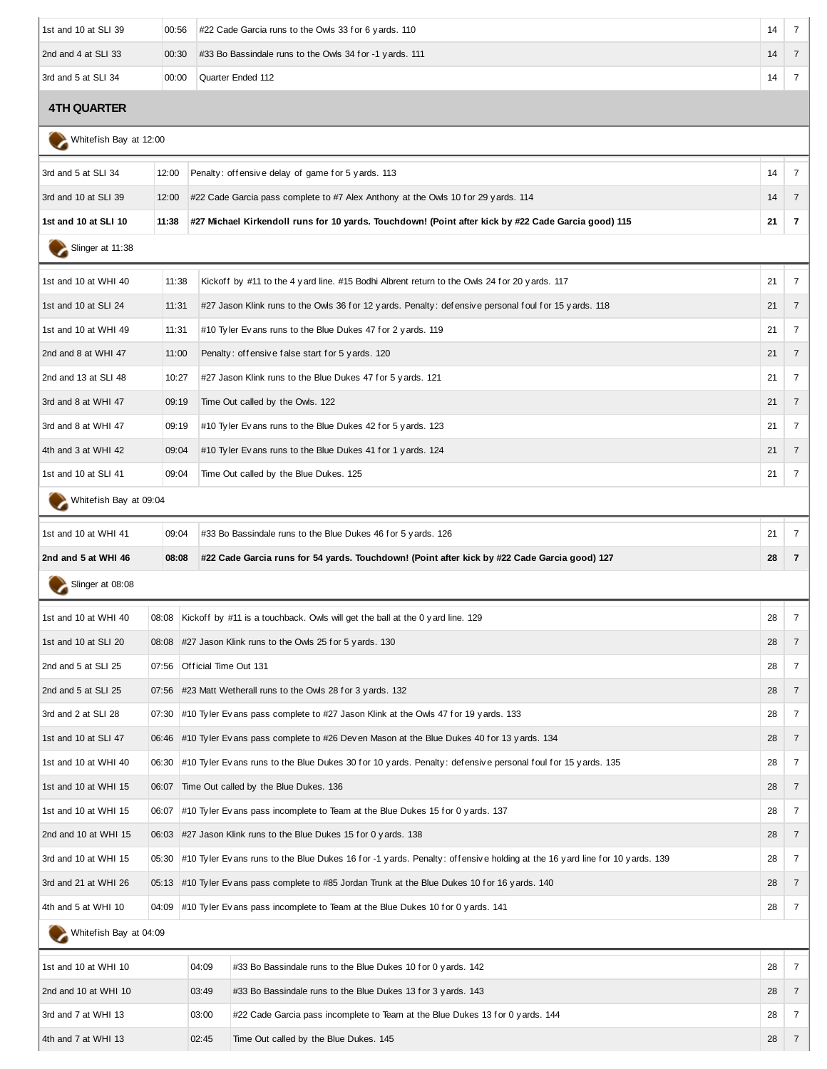| | | | | |
|---|---|---|---|---|
| 1st and 10 at SLI 39 | 00:56 | #22 Cade Garcia runs to the Owls 33 for 6 yards. 110 | 14 | 7 |
| 2nd and 4 at SLI 33 | 00:30 | #33 Bo Bassindale runs to the Owls 34 for -1 yards. 111 | 14 | 7 |
| 3rd and 5 at SLI 34 | 00:00 | Quarter Ended 112 | 14 | 7 |

## 4TH QUARTER

Whitefish Bay at 12:00

| | | | | |
|---|---|---|---|---|
| 3rd and 5 at SLI 34 | 12:00 | Penalty: offensive delay of game for 5 yards. 113 | 14 | 7 |
| 3rd and 10 at SLI 39 | 12:00 | #22 Cade Garcia pass complete to #7 Alex Anthony at the Owls 10 for 29 yards. 114 | 14 | 7 |
| **1st and 10 at SLI 10** | **11:38** | **#27 Michael Kirkendoll runs for 10 yards. Touchdown! (Point after kick by #22 Cade Garcia good) 115** | **21** | **7** |

Slinger at 11:38

| | | | | |
|---|---|---|---|---|
| 1st and 10 at WHI 40 | 11:38 | Kickoff by #11 to the 4 yard line. #15 Bodhi Albrent return to the Owls 24 for 20 yards. 117 | 21 | 7 |
| 1st and 10 at SLI 24 | 11:31 | #27 Jason Klink runs to the Owls 36 for 12 yards. Penalty: defensive personal foul for 15 yards. 118 | 21 | 7 |
| 1st and 10 at WHI 49 | 11:31 | #10 Tyler Evans runs to the Blue Dukes 47 for 2 yards. 119 | 21 | 7 |
| 2nd and 8 at WHI 47 | 11:00 | Penalty: offensive false start for 5 yards. 120 | 21 | 7 |
| 2nd and 13 at SLI 48 | 10:27 | #27 Jason Klink runs to the Blue Dukes 47 for 5 yards. 121 | 21 | 7 |
| 3rd and 8 at WHI 47 | 09:19 | Time Out called by the Owls. 122 | 21 | 7 |
| 3rd and 8 at WHI 47 | 09:19 | #10 Tyler Evans runs to the Blue Dukes 42 for 5 yards. 123 | 21 | 7 |
| 4th and 3 at WHI 42 | 09:04 | #10 Tyler Evans runs to the Blue Dukes 41 for 1 yards. 124 | 21 | 7 |
| 1st and 10 at SLI 41 | 09:04 | Time Out called by the Blue Dukes. 125 | 21 | 7 |

Whitefish Bay at 09:04

| | | | | |
|---|---|---|---|---|
| 1st and 10 at WHI 41 | 09:04 | #33 Bo Bassindale runs to the Blue Dukes 46 for 5 yards. 126 | 21 | 7 |
| **2nd and 5 at WHI 46** | **08:08** | **#22 Cade Garcia runs for 54 yards. Touchdown! (Point after kick by #22 Cade Garcia good) 127** | **28** | **7** |

Slinger at 08:08

| | | | | |
|---|---|---|---|---|
| 1st and 10 at WHI 40 | 08:08 | Kickoff by #11 is a touchback. Owls will get the ball at the 0 yard line. 129 | 28 | 7 |
| 1st and 10 at SLI 20 | 08:08 | #27 Jason Klink runs to the Owls 25 for 5 yards. 130 | 28 | 7 |
| 2nd and 5 at SLI 25 | 07:56 | Official Time Out 131 | 28 | 7 |
| 2nd and 5 at SLI 25 | 07:56 | #23 Matt Wetherall runs to the Owls 28 for 3 yards. 132 | 28 | 7 |
| 3rd and 2 at SLI 28 | 07:30 | #10 Tyler Evans pass complete to #27 Jason Klink at the Owls 47 for 19 yards. 133 | 28 | 7 |
| 1st and 10 at SLI 47 | 06:46 | #10 Tyler Evans pass complete to #26 Deven Mason at the Blue Dukes 40 for 13 yards. 134 | 28 | 7 |
| 1st and 10 at WHI 40 | 06:30 | #10 Tyler Evans runs to the Blue Dukes 30 for 10 yards. Penalty: defensive personal foul for 15 yards. 135 | 28 | 7 |
| 1st and 10 at WHI 15 | 06:07 | Time Out called by the Blue Dukes. 136 | 28 | 7 |
| 1st and 10 at WHI 15 | 06:07 | #10 Tyler Evans pass incomplete to Team at the Blue Dukes 15 for 0 yards. 137 | 28 | 7 |
| 2nd and 10 at WHI 15 | 06:03 | #27 Jason Klink runs to the Blue Dukes 15 for 0 yards. 138 | 28 | 7 |
| 3rd and 10 at WHI 15 | 05:30 | #10 Tyler Evans runs to the Blue Dukes 16 for -1 yards. Penalty: offensive holding at the 16 yard line for 10 yards. 139 | 28 | 7 |
| 3rd and 21 at WHI 26 | 05:13 | #10 Tyler Evans pass complete to #85 Jordan Trunk at the Blue Dukes 10 for 16 yards. 140 | 28 | 7 |
| 4th and 5 at WHI 10 | 04:09 | #10 Tyler Evans pass incomplete to Team at the Blue Dukes 10 for 0 yards. 141 | 28 | 7 |

Whitefish Bay at 04:09

| | | | | |
|---|---|---|---|---|
| 1st and 10 at WHI 10 | 04:09 | #33 Bo Bassindale runs to the Blue Dukes 10 for 0 yards. 142 | 28 | 7 |
| 2nd and 10 at WHI 10 | 03:49 | #33 Bo Bassindale runs to the Blue Dukes 13 for 3 yards. 143 | 28 | 7 |
| 3rd and 7 at WHI 13 | 03:00 | #22 Cade Garcia pass incomplete to Team at the Blue Dukes 13 for 0 yards. 144 | 28 | 7 |
| 4th and 7 at WHI 13 | 02:45 | Time Out called by the Blue Dukes. 145 | 28 | 7 |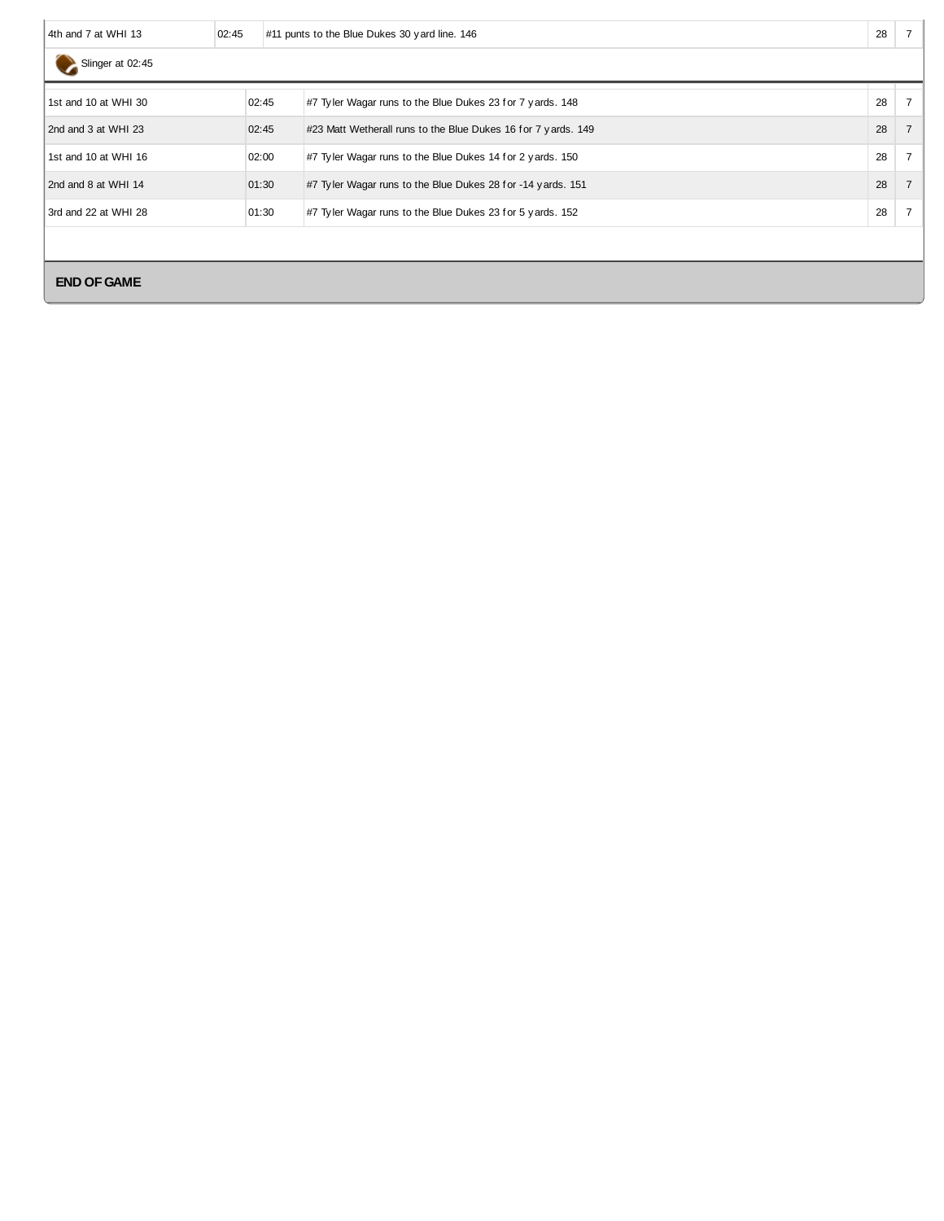| | | | | |
|---|---|---|---|---|
| 4th and 7 at WHI 13 | 02:45 | #11 punts to the Blue Dukes 30 yard line. 146 | 28 | 7 |

Slinger at 02:45

| | | | | |
|---|---|---|---|---|
| 1st and 10 at WHI 30 | 02:45 | #7 Tyler Wagar runs to the Blue Dukes 23 for 7 yards. 148 | 28 | 7 |
| 2nd and 3 at WHI 23 | 02:45 | #23 Matt Wetherall runs to the Blue Dukes 16 for 7 yards. 149 | 28 | 7 |
| 1st and 10 at WHI 16 | 02:00 | #7 Tyler Wagar runs to the Blue Dukes 14 for 2 yards. 150 | 28 | 7 |
| 2nd and 8 at WHI 14 | 01:30 | #7 Tyler Wagar runs to the Blue Dukes 28 for -14 yards. 151 | 28 | 7 |
| 3rd and 22 at WHI 28 | 01:30 | #7 Tyler Wagar runs to the Blue Dukes 23 for 5 yards. 152 | 28 | 7 |

**END OF GAME**